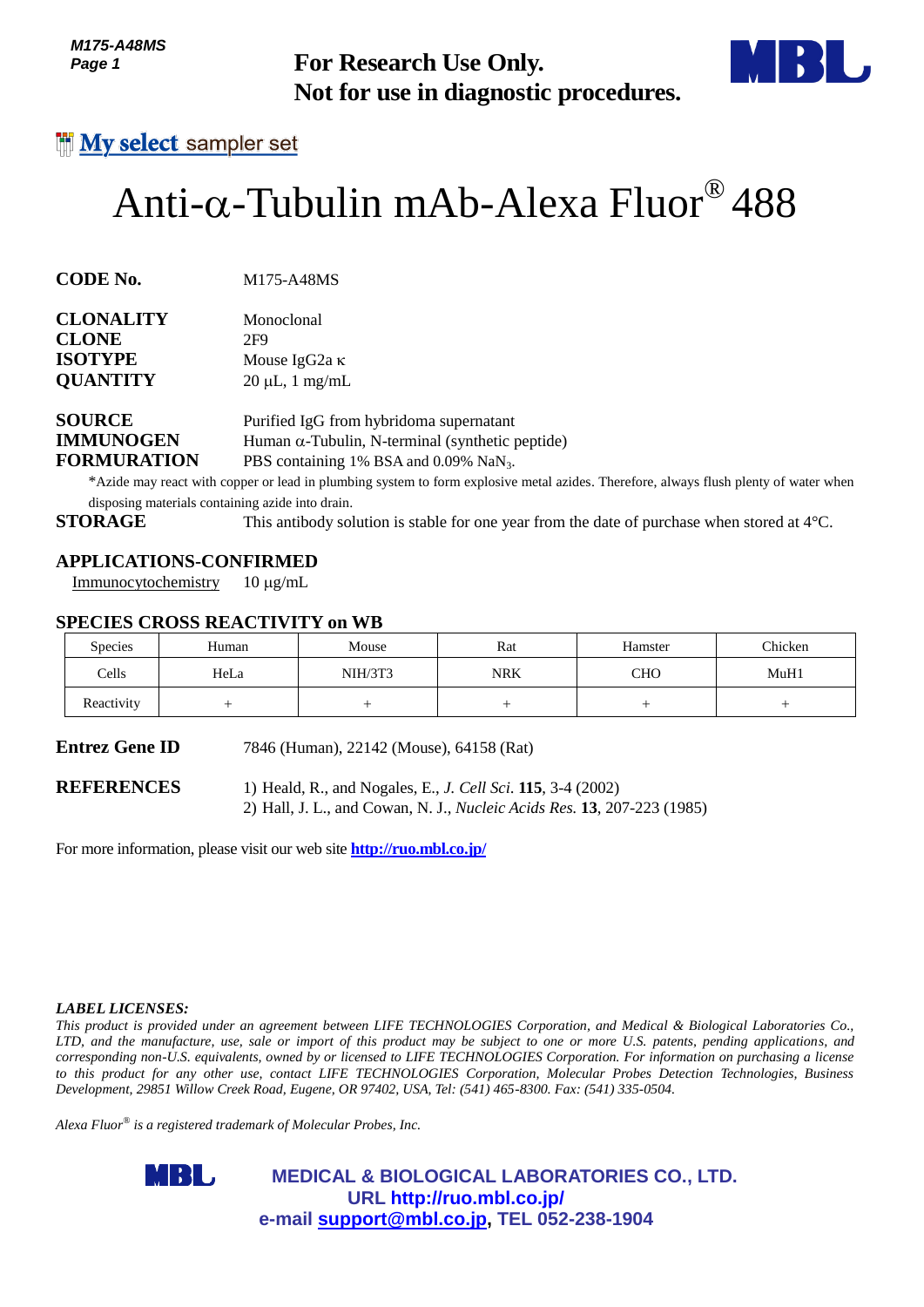**For Research Use Only.**
**Not for use in diagnostic procedures.**

My select sampler set

# Anti-α-Tubulin mAb-Alexa Fluor® 488

**CODE No.** M175-A48MS

**CLONALITY** Monoclonal
**CLONE** 2F9
**ISOTYPE** Mouse IgG2a κ
**QUANTITY** 20 µL, 1 mg/mL

**SOURCE** Purified IgG from hybridoma supernatant
**IMMUNOGEN** Human α-Tubulin, N-terminal (synthetic peptide)
**FORMURATION** PBS containing 1% BSA and 0.09% $NaN_3$.

*Azide may react with copper or lead in plumbing system to form explosive metal azides. Therefore, always flush plenty of water when disposing materials containing azide into drain.

**STORAGE** This antibody solution is stable for one year from the date of purchase when stored at 4°C.

## APPLICATIONS-CONFIRMED

Immunocytochemistry 10 µg/mL

## SPECIES CROSS REACTIVITY on WB

| Species | Human | Mouse | Rat | Hamster | Chicken |
|---|---|---|---|---|---|
| Cells | HeLa | NIH/3T3 | NRK | CHO | MuH1 |
| Reactivity | + | + | + | + | + |

**Entrez Gene ID** 7846 (Human), 22142 (Mouse), 64158 (Rat)

**REFERENCES**
1) Heald, R., and Nogales, E., *J. Cell Sci.* **115**, 3-4 (2002)
2) Hall, J. L., and Cowan, N. J., *Nucleic Acids Res.* **13**, 207-223 (1985)

For more information, please visit our web site **http://ruo.mbl.co.jp/**

***LABEL LICENSES:***
*This product is provided under an agreement between LIFE TECHNOLOGIES Corporation, and Medical & Biological Laboratories Co., LTD, and the manufacture, use, sale or import of this product may be subject to one or more U.S. patents, pending applications, and corresponding non-U.S. equivalents, owned by or licensed to LIFE TECHNOLOGIES Corporation. For information on purchasing a license to this product for any other use, contact LIFE TECHNOLOGIES Corporation, Molecular Probes Detection Technologies, Business Development, 29851 Willow Creek Road, Eugene, OR 97402, USA, Tel: (541) 465-8300. Fax: (541) 335-0504.*

*Alexa Fluor® is a registered trademark of Molecular Probes, Inc.*

**MEDICAL & BIOLOGICAL LABORATORIES CO., LTD.**
**URL http://ruo.mbl.co.jp/**
**e-mail support@mbl.co.jp, TEL 052-238-1904**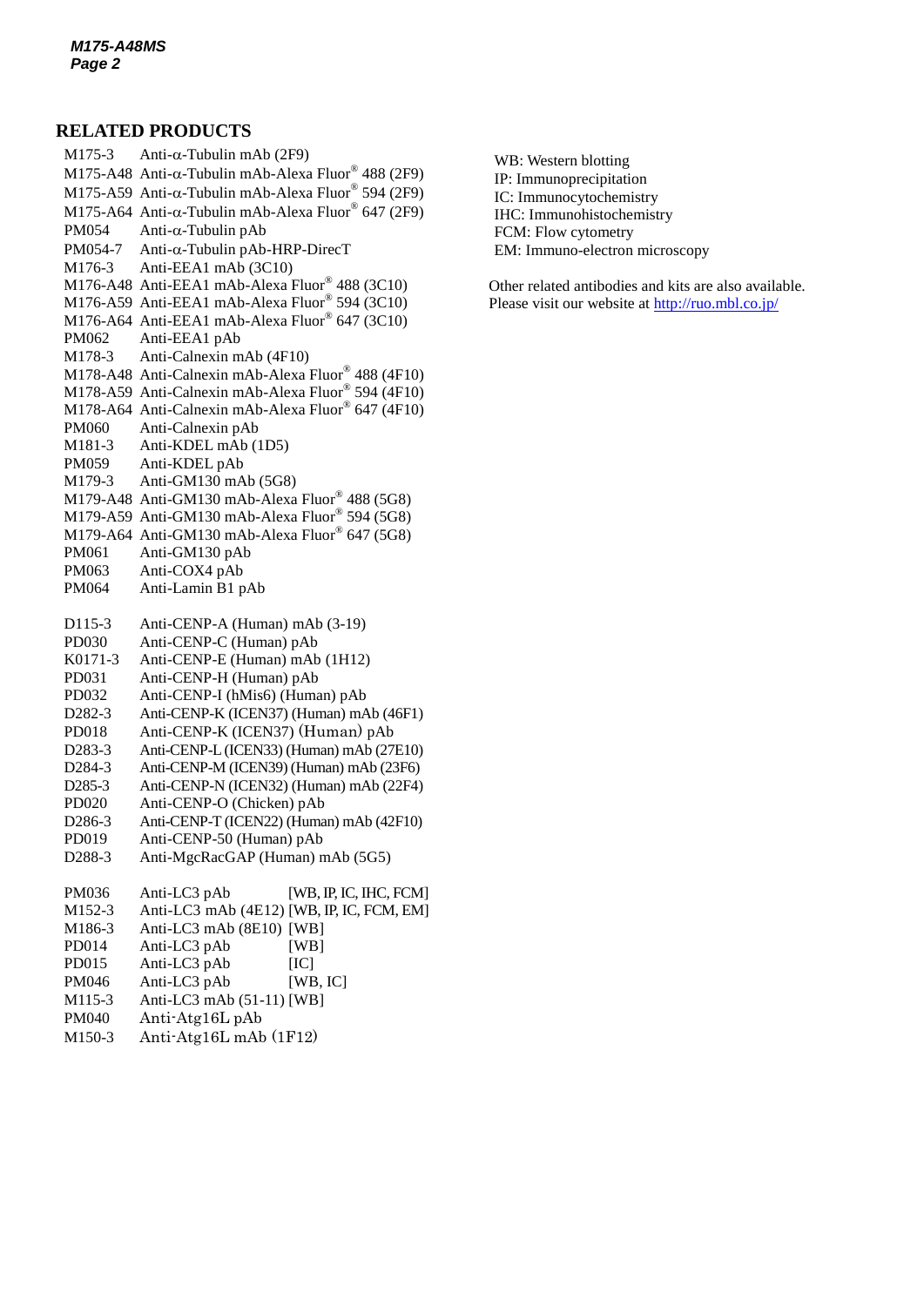## RELATED PRODUCTS

| | |
|---|---|
| M175-3 | Anti-α-Tubulin mAb (2F9) |
| M175-A48 | Anti-α-Tubulin mAb-Alexa Fluor® 488 (2F9) |
| M175-A59 | Anti-α-Tubulin mAb-Alexa Fluor® 594 (2F9) |
| M175-A64 | Anti-α-Tubulin mAb-Alexa Fluor® 647 (2F9) |
| PM054 | Anti-α-Tubulin pAb |
| PM054-7 | Anti-α-Tubulin pAb-HRP-DirecT |
| M176-3 | Anti-EEA1 mAb (3C10) |
| M176-A48 | Anti-EEA1 mAb-Alexa Fluor® 488 (3C10) |
| M176-A59 | Anti-EEA1 mAb-Alexa Fluor® 594 (3C10) |
| M176-A64 | Anti-EEA1 mAb-Alexa Fluor® 647 (3C10) |
| PM062 | Anti-EEA1 pAb |
| M178-3 | Anti-Calnexin mAb (4F10) |
| M178-A48 | Anti-Calnexin mAb-Alexa Fluor® 488 (4F10) |
| M178-A59 | Anti-Calnexin mAb-Alexa Fluor® 594 (4F10) |
| M178-A64 | Anti-Calnexin mAb-Alexa Fluor® 647 (4F10) |
| PM060 | Anti-Calnexin pAb |
| M181-3 | Anti-KDEL mAb (1D5) |
| PM059 | Anti-KDEL pAb |
| M179-3 | Anti-GM130 mAb (5G8) |
| M179-A48 | Anti-GM130 mAb-Alexa Fluor® 488 (5G8) |
| M179-A59 | Anti-GM130 mAb-Alexa Fluor® 594 (5G8) |
| M179-A64 | Anti-GM130 mAb-Alexa Fluor® 647 (5G8) |
| PM061 | Anti-GM130 pAb |
| PM063 | Anti-COX4 pAb |
| PM064 | Anti-Lamin B1 pAb |

| | |
|---|---|
| D115-3 | Anti-CENP-A (Human) mAb (3-19) |
| PD030 | Anti-CENP-C (Human) pAb |
| K0171-3 | Anti-CENP-E (Human) mAb (1H12) |
| PD031 | Anti-CENP-H (Human) pAb |
| PD032 | Anti-CENP-I (hMis6) (Human) pAb |
| D282-3 | Anti-CENP-K (ICEN37) (Human) mAb (46F1) |
| PD018 | Anti-CENP-K (ICEN37) (Human) pAb |
| D283-3 | Anti-CENP-L (ICEN33) (Human) mAb (27E10) |
| D284-3 | Anti-CENP-M (ICEN39) (Human) mAb (23F6) |
| D285-3 | Anti-CENP-N (ICEN32) (Human) mAb (22F4) |
| PD020 | Anti-CENP-O (Chicken) pAb |
| D286-3 | Anti-CENP-T (ICEN22) (Human) mAb (42F10) |
| PD019 | Anti-CENP-50 (Human) pAb |
| D288-3 | Anti-MgcRacGAP (Human) mAb (5G5) |

| | | |
|---|---|---|
| PM036 | Anti-LC3 pAb | [WB, IP, IC, IHC, FCM] |
| M152-3 | Anti-LC3 mAb (4E12) | [WB, IP, IC, FCM, EM] |
| M186-3 | Anti-LC3 mAb (8E10) | [WB] |
| PD014 | Anti-LC3 pAb | [WB] |
| PD015 | Anti-LC3 pAb | [IC] |
| PM046 | Anti-LC3 pAb | [WB, IC] |
| M115-3 | Anti-LC3 mAb (51-11) | [WB] |
| PM040 | Anti-Atg16L pAb | |
| M150-3 | Anti-Atg16L mAb (1F12) | |

WB: Western blotting
IP: Immunoprecipitation
IC: Immunocytochemistry
IHC: Immunohistochemistry
FCM: Flow cytometry
EM: Immuno-electron microscopy

Other related antibodies and kits are also available.
Please visit our website at http://ruo.mbl.co.jp/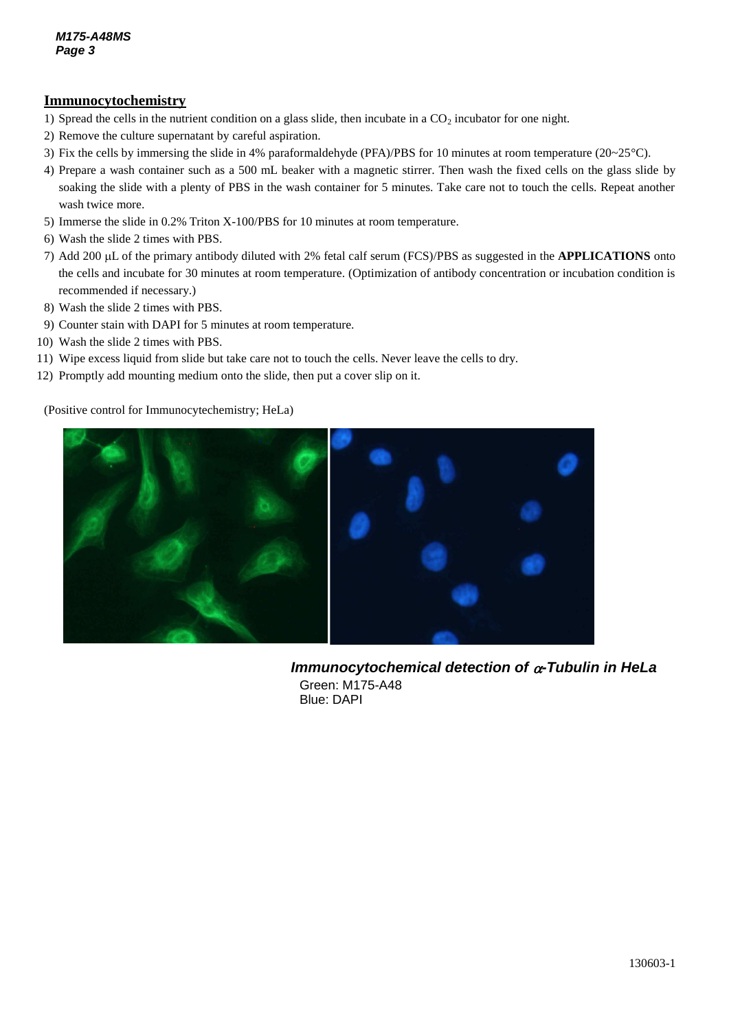## Immunocytochemistry

1) Spread the cells in the nutrient condition on a glass slide, then incubate in a $CO_2$ incubator for one night.
2) Remove the culture supernatant by careful aspiration.
3) Fix the cells by immersing the slide in 4% paraformaldehyde (PFA)/PBS for 10 minutes at room temperature (20~25°C).
4) Prepare a wash container such as a 500 mL beaker with a magnetic stirrer. Then wash the fixed cells on the glass slide by soaking the slide with a plenty of PBS in the wash container for 5 minutes. Take care not to touch the cells. Repeat another wash twice more.
5) Immerse the slide in 0.2% Triton X-100/PBS for 10 minutes at room temperature.
6) Wash the slide 2 times with PBS.
7) Add 200 μL of the primary antibody diluted with 2% fetal calf serum (FCS)/PBS as suggested in the **APPLICATIONS** onto the cells and incubate for 30 minutes at room temperature. (Optimization of antibody concentration or incubation condition is recommended if necessary.)
8) Wash the slide 2 times with PBS.
9) Counter stain with DAPI for 5 minutes at room temperature.
10) Wash the slide 2 times with PBS.
11) Wipe excess liquid from slide but take care not to touch the cells. Never leave the cells to dry.
12) Promptly add mounting medium onto the slide, then put a cover slip on it.

(Positive control for Immunocytechemistry; HeLa)

***Immunocytochemical detection of α-Tubulin in HeLa***
Green: M175-A48
Blue: DAPI